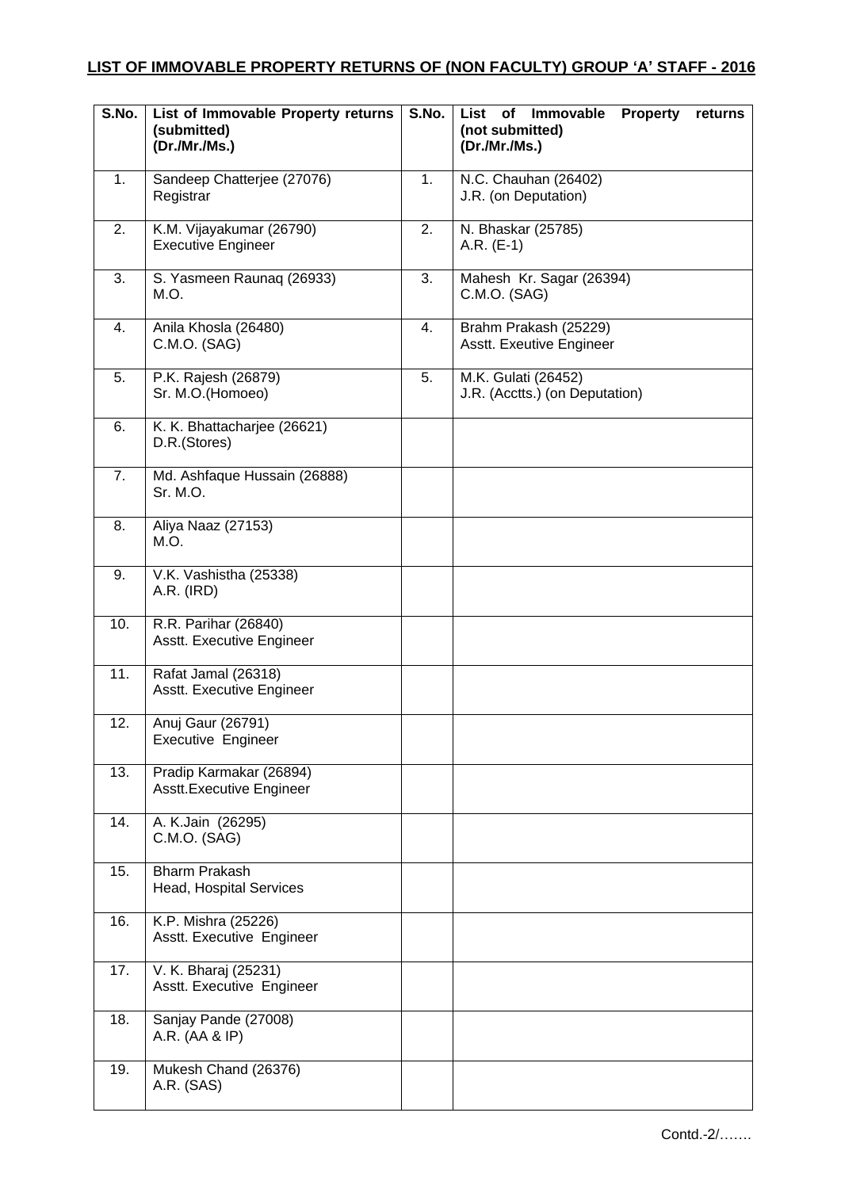**LIST OF IMMOVABLE PROPERTY RETURNS OF (NON FACULTY) GROUP 'A' STAFF - 2016**

| S.No. | List of Immovable Property returns (submitted) (Dr./Mr./Ms.) | S.No. | List of Immovable Property returns (not submitted) (Dr./Mr./Ms.) |
|---|---|---|---|
| 1. | Sandeep Chatterjee (27076) Registrar | 1. | N.C. Chauhan (26402) J.R. (on Deputation) |
| 2. | K.M. Vijayakumar (26790) Executive Engineer | 2. | N. Bhaskar (25785) A.R. (E-1) |
| 3. | S. Yasmeen Raunaq (26933) M.O. | 3. | Mahesh Kr. Sagar (26394) C.M.O. (SAG) |
| 4. | Anila Khosla (26480) C.M.O. (SAG) | 4. | Brahm Prakash (25229) Asstt. Exeutive Engineer |
| 5. | P.K. Rajesh (26879) Sr. M.O.(Homoeo) | 5. | M.K. Gulati (26452) J.R. (Acctts.) (on Deputation) |
| 6. | K. K. Bhattacharjee (26621) D.R.(Stores) | | |
| 7. | Md. Ashfaque Hussain (26888) Sr. M.O. | | |
| 8. | Aliya Naaz (27153) M.O. | | |
| 9. | V.K. Vashistha (25338) A.R. (IRD) | | |
| 10. | R.R. Parihar (26840) Asstt. Executive Engineer | | |
| 11. | Rafat Jamal (26318) Asstt. Executive Engineer | | |
| 12. | Anuj Gaur (26791) Executive Engineer | | |
| 13. | Pradip Karmakar (26894) Asstt.Executive Engineer | | |
| 14. | A. K.Jain (26295) C.M.O. (SAG) | | |
| 15. | Bharm Prakash Head, Hospital Services | | |
| 16. | K.P. Mishra (25226) Asstt. Executive Engineer | | |
| 17. | V. K. Bharaj (25231) Asstt. Executive Engineer | | |
| 18. | Sanjay Pande (27008) A.R. (AA & IP) | | |
| 19. | Mukesh Chand (26376) A.R. (SAS) | | |

Contd.-2/…….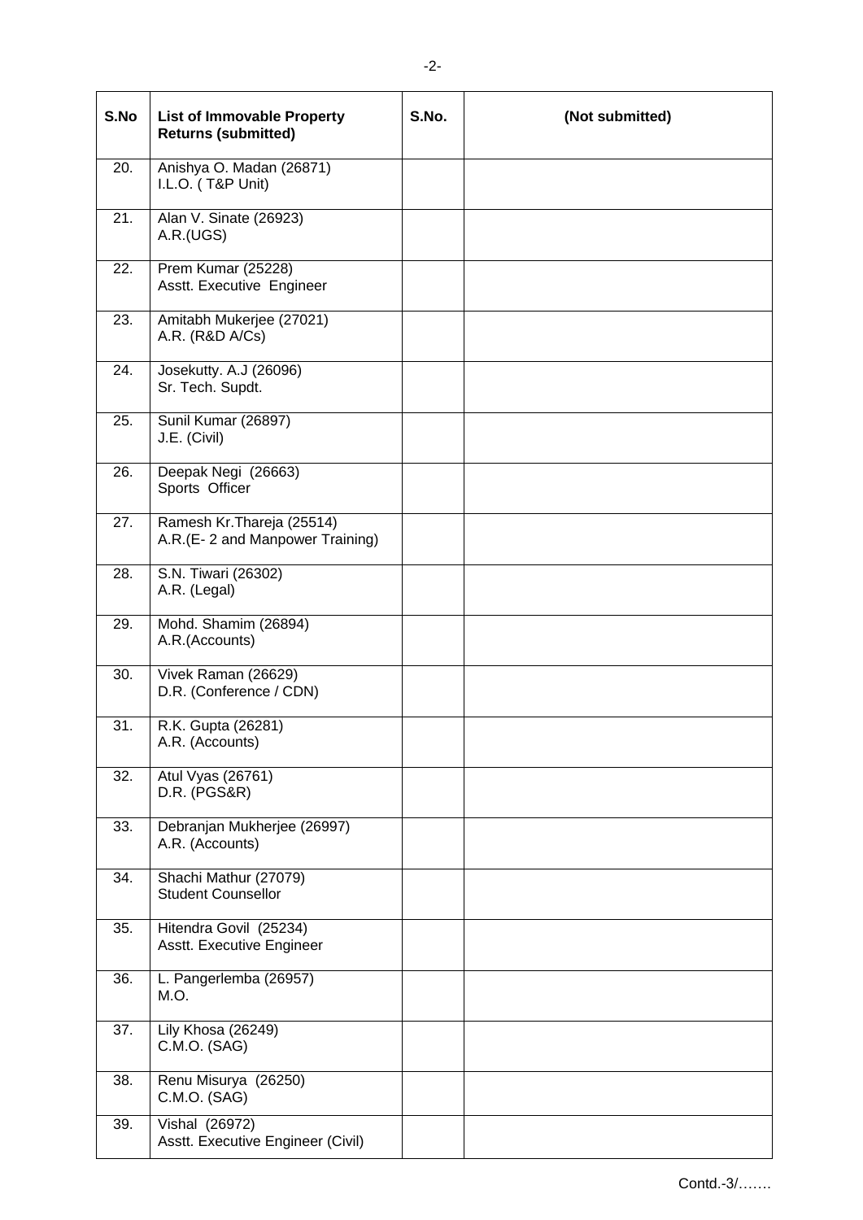| S.No | List of Immovable Property Returns (submitted) | S.No. | (Not submitted) |
|---|---|---|---|
| 20. | Anishya O. Madan (26871)<br>I.L.O. ( T&P Unit) | | |
| 21. | Alan V. Sinate (26923)<br>A.R.(UGS) | | |
| 22. | Prem Kumar (25228)<br>Asstt. Executive Engineer | | |
| 23. | Amitabh Mukerjee (27021)<br>A.R. (R&D A/Cs) | | |
| 24. | Josekutty. A.J (26096)<br>Sr. Tech. Supdt. | | |
| 25. | Sunil Kumar (26897)<br>J.E. (Civil) | | |
| 26. | Deepak Negi (26663)<br>Sports Officer | | |
| 27. | Ramesh Kr.Thareja (25514)<br>A.R.(E- 2 and Manpower Training) | | |
| 28. | S.N. Tiwari (26302)<br>A.R. (Legal) | | |
| 29. | Mohd. Shamim (26894)<br>A.R.(Accounts) | | |
| 30. | Vivek Raman (26629)<br>D.R. (Conference / CDN) | | |
| 31. | R.K. Gupta (26281)<br>A.R. (Accounts) | | |
| 32. | Atul Vyas (26761)<br>D.R. (PGS&R) | | |
| 33. | Debranjan Mukherjee (26997)<br>A.R. (Accounts) | | |
| 34. | Shachi Mathur (27079)<br>Student Counsellor | | |
| 35. | Hitendra Govil (25234)<br>Asstt. Executive Engineer | | |
| 36. | L. Pangerlemba (26957)<br>M.O. | | |
| 37. | Lily Khosa (26249)<br>C.M.O. (SAG) | | |
| 38. | Renu Misurya (26250)<br>C.M.O. (SAG) | | |
| 39. | Vishal (26972)<br>Asstt. Executive Engineer (Civil) | | |

Contd.-3/…….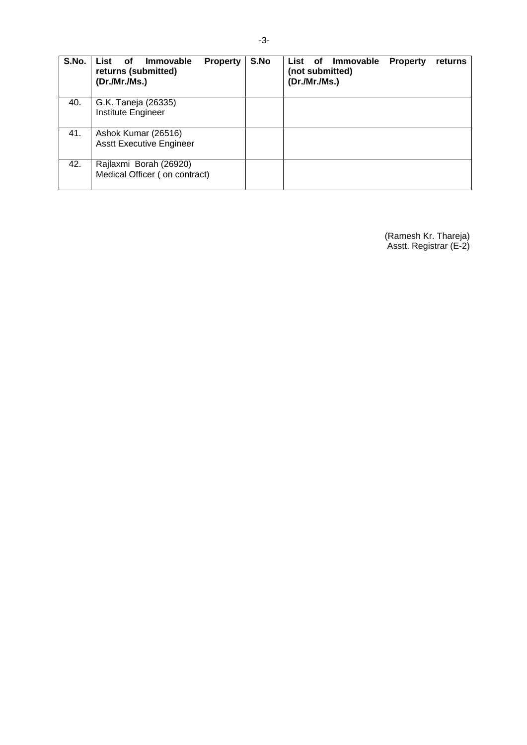| S.No. | List of Immovable Property returns (submitted) (Dr./Mr./Ms.) | S.No | List of Immovable Property returns (not submitted) (Dr./Mr./Ms.) |
|---|---|---|---|
| 40. | G.K. Taneja (26335)<br>Institute Engineer | | |
| 41. | Ashok Kumar (26516)<br>Asstt Executive Engineer | | |
| 42. | Rajlaxmi Borah (26920)<br>Medical Officer ( on contract) | | |

(Ramesh Kr. Thareja)
Asstt. Registrar (E-2)